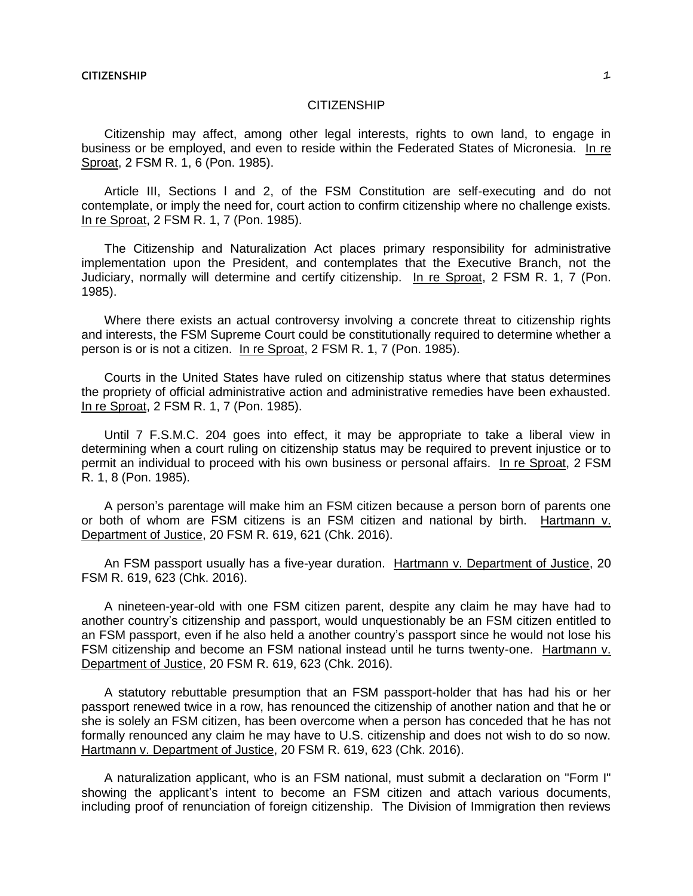# CITIZENSHIP

Citizenship may affect, among other legal interests, rights to own land, to engage in business or be employed, and even to reside within the Federated States of Micronesia. In re Sproat, 2 FSM R. 1, 6 (Pon. 1985).

Article III, Sections l and 2, of the FSM Constitution are self-executing and do not contemplate, or imply the need for, court action to confirm citizenship where no challenge exists. In re Sproat, 2 FSM R. 1, 7 (Pon. 1985).

The Citizenship and Naturalization Act places primary responsibility for administrative implementation upon the President, and contemplates that the Executive Branch, not the Judiciary, normally will determine and certify citizenship. In re Sproat, 2 FSM R. 1, 7 (Pon. 1985).

Where there exists an actual controversy involving a concrete threat to citizenship rights and interests, the FSM Supreme Court could be constitutionally required to determine whether a person is or is not a citizen. In re Sproat, 2 FSM R. 1, 7 (Pon. 1985).

Courts in the United States have ruled on citizenship status where that status determines the propriety of official administrative action and administrative remedies have been exhausted. In re Sproat, 2 FSM R. 1, 7 (Pon. 1985).

Until 7 F.S.M.C. 204 goes into effect, it may be appropriate to take a liberal view in determining when a court ruling on citizenship status may be required to prevent injustice or to permit an individual to proceed with his own business or personal affairs. In re Sproat, 2 FSM R. 1, 8 (Pon. 1985).

A person's parentage will make him an FSM citizen because a person born of parents one or both of whom are FSM citizens is an FSM citizen and national by birth. Hartmann v. Department of Justice, 20 FSM R. 619, 621 (Chk. 2016).

An FSM passport usually has a five-year duration. Hartmann v. Department of Justice, 20 FSM R. 619, 623 (Chk. 2016).

A nineteen-year-old with one FSM citizen parent, despite any claim he may have had to another country's citizenship and passport, would unquestionably be an FSM citizen entitled to an FSM passport, even if he also held a another country's passport since he would not lose his FSM citizenship and become an FSM national instead until he turns twenty-one. Hartmann v. Department of Justice, 20 FSM R. 619, 623 (Chk. 2016).

A statutory rebuttable presumption that an FSM passport-holder that has had his or her passport renewed twice in a row, has renounced the citizenship of another nation and that he or she is solely an FSM citizen, has been overcome when a person has conceded that he has not formally renounced any claim he may have to U.S. citizenship and does not wish to do so now. Hartmann v. Department of Justice, 20 FSM R. 619, 623 (Chk. 2016).

A naturalization applicant, who is an FSM national, must submit a declaration on "Form I" showing the applicant's intent to become an FSM citizen and attach various documents, including proof of renunciation of foreign citizenship. The Division of Immigration then reviews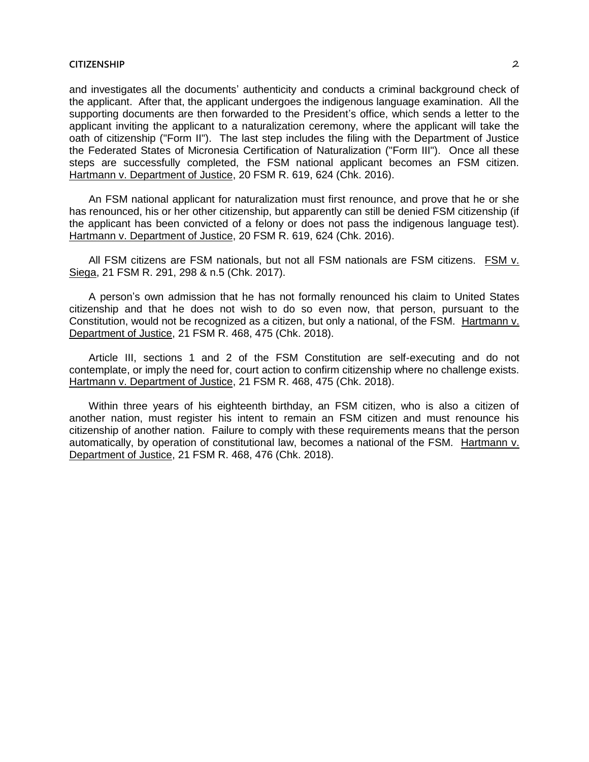and investigates all the documents' authenticity and conducts a criminal background check of the applicant. After that, the applicant undergoes the indigenous language examination. All the supporting documents are then forwarded to the President's office, which sends a letter to the applicant inviting the applicant to a naturalization ceremony, where the applicant will take the oath of citizenship ("Form II"). The last step includes the filing with the Department of Justice the Federated States of Micronesia Certification of Naturalization ("Form III"). Once all these steps are successfully completed, the FSM national applicant becomes an FSM citizen. Hartmann v. Department of Justice, 20 FSM R. 619, 624 (Chk. 2016).

An FSM national applicant for naturalization must first renounce, and prove that he or she has renounced, his or her other citizenship, but apparently can still be denied FSM citizenship (if the applicant has been convicted of a felony or does not pass the indigenous language test). Hartmann v. Department of Justice, 20 FSM R. 619, 624 (Chk. 2016).

All FSM citizens are FSM nationals, but not all FSM nationals are FSM citizens. FSM v. Siega, 21 FSM R. 291, 298 & n.5 (Chk. 2017).

A person's own admission that he has not formally renounced his claim to United States citizenship and that he does not wish to do so even now, that person, pursuant to the Constitution, would not be recognized as a citizen, but only a national, of the FSM. Hartmann v. Department of Justice, 21 FSM R. 468, 475 (Chk. 2018).

Article III, sections 1 and 2 of the FSM Constitution are self-executing and do not contemplate, or imply the need for, court action to confirm citizenship where no challenge exists. Hartmann v. Department of Justice, 21 FSM R. 468, 475 (Chk. 2018).

Within three years of his eighteenth birthday, an FSM citizen, who is also a citizen of another nation, must register his intent to remain an FSM citizen and must renounce his citizenship of another nation. Failure to comply with these requirements means that the person automatically, by operation of constitutional law, becomes a national of the FSM. Hartmann v. Department of Justice, 21 FSM R. 468, 476 (Chk. 2018).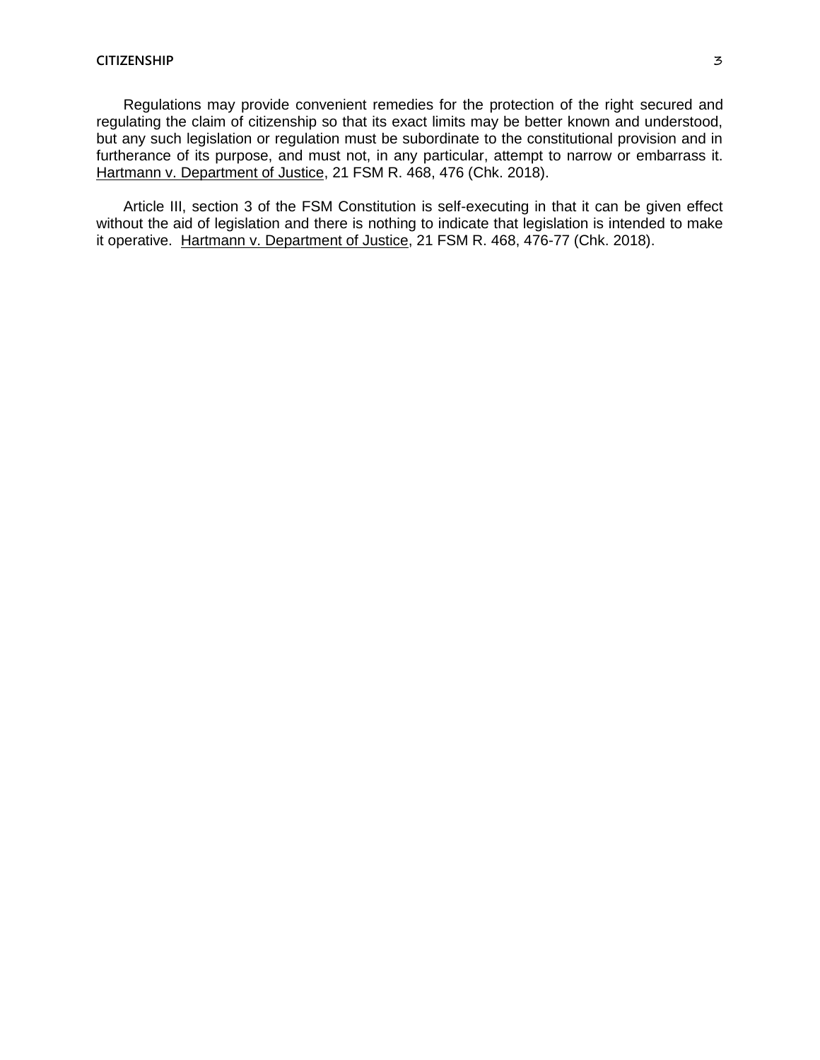Regulations may provide convenient remedies for the protection of the right secured and regulating the claim of citizenship so that its exact limits may be better known and understood, but any such legislation or regulation must be subordinate to the constitutional provision and in furtherance of its purpose, and must not, in any particular, attempt to narrow or embarrass it. Hartmann v. Department of Justice, 21 FSM R. 468, 476 (Chk. 2018).

Article III, section 3 of the FSM Constitution is self-executing in that it can be given effect without the aid of legislation and there is nothing to indicate that legislation is intended to make it operative. Hartmann v. Department of Justice, 21 FSM R. 468, 476-77 (Chk. 2018).